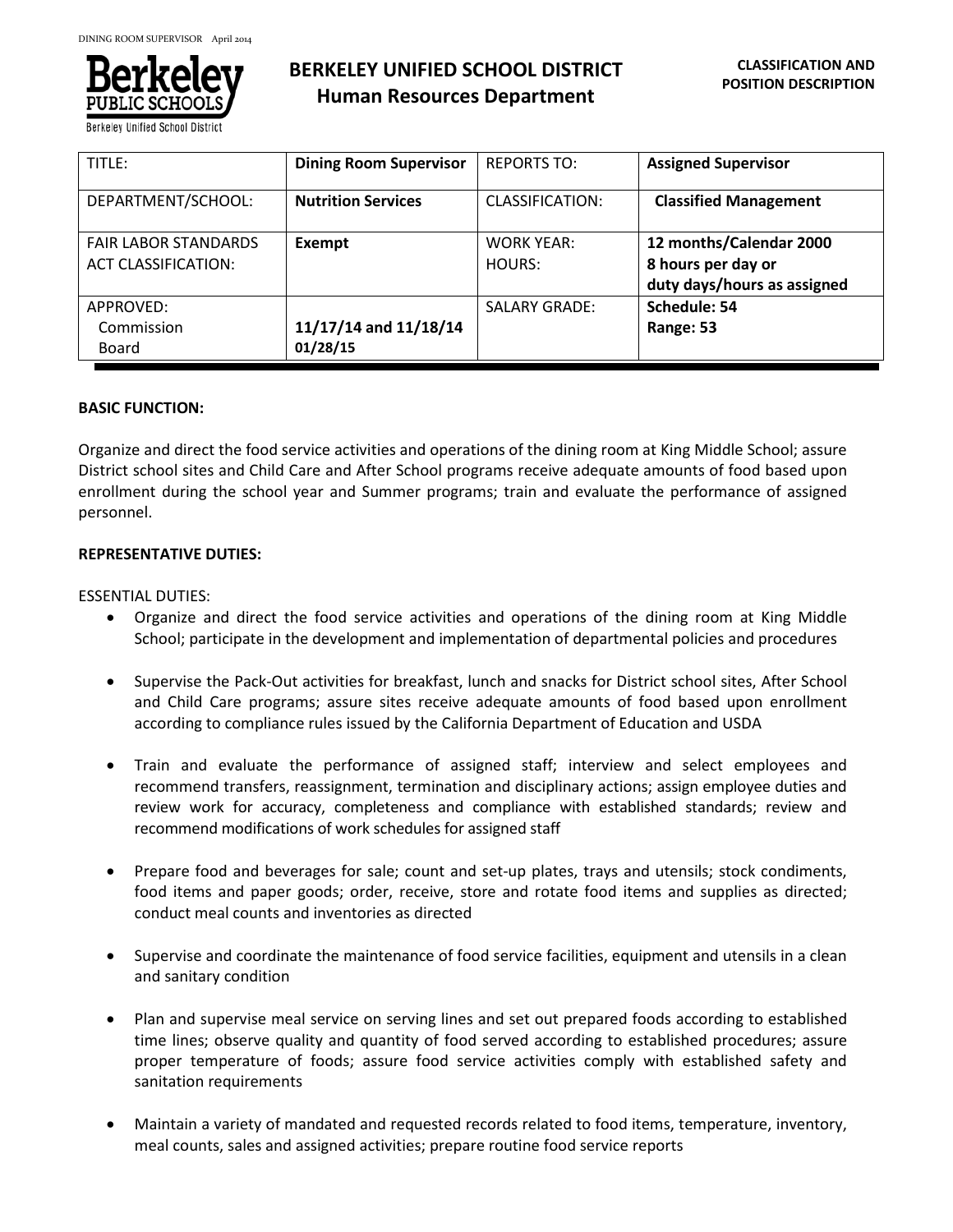# BERKELEY UNIFIED SCHOOL DISTRICT
## Human Resources Department

**CLASSIFICATION AND POSITION DESCRIPTION**

| | | | |
|---|---|---|---|
| TITLE: | **Dining Room Supervisor** | REPORTS TO: | **Assigned Supervisor** |
| DEPARTMENT/SCHOOL: | **Nutrition Services** | CLASSIFICATION: | **Classified Management** |
| FAIR LABOR STANDARDS ACT CLASSIFICATION: | **Exempt** | WORK YEAR: HOURS: | **12 months/Calendar 2000 8 hours per day or duty days/hours as assigned** |
| APPROVED: Commission Board | **11/17/14 and 11/18/14 01/28/15** | SALARY GRADE: | **Schedule: 54 Range: 53** |

**BASIC FUNCTION:**

Organize and direct the food service activities and operations of the dining room at King Middle School; assure District school sites and Child Care and After School programs receive adequate amounts of food based upon enrollment during the school year and Summer programs; train and evaluate the performance of assigned personnel.

**REPRESENTATIVE DUTIES:**

ESSENTIAL DUTIES:

- Organize and direct the food service activities and operations of the dining room at King Middle School; participate in the development and implementation of departmental policies and procedures
- Supervise the Pack-Out activities for breakfast, lunch and snacks for District school sites, After School and Child Care programs; assure sites receive adequate amounts of food based upon enrollment according to compliance rules issued by the California Department of Education and USDA
- Train and evaluate the performance of assigned staff; interview and select employees and recommend transfers, reassignment, termination and disciplinary actions; assign employee duties and review work for accuracy, completeness and compliance with established standards; review and recommend modifications of work schedules for assigned staff
- Prepare food and beverages for sale; count and set-up plates, trays and utensils; stock condiments, food items and paper goods; order, receive, store and rotate food items and supplies as directed; conduct meal counts and inventories as directed
- Supervise and coordinate the maintenance of food service facilities, equipment and utensils in a clean and sanitary condition
- Plan and supervise meal service on serving lines and set out prepared foods according to established time lines; observe quality and quantity of food served according to established procedures; assure proper temperature of foods; assure food service activities comply with established safety and sanitation requirements
- Maintain a variety of mandated and requested records related to food items, temperature, inventory, meal counts, sales and assigned activities; prepare routine food service reports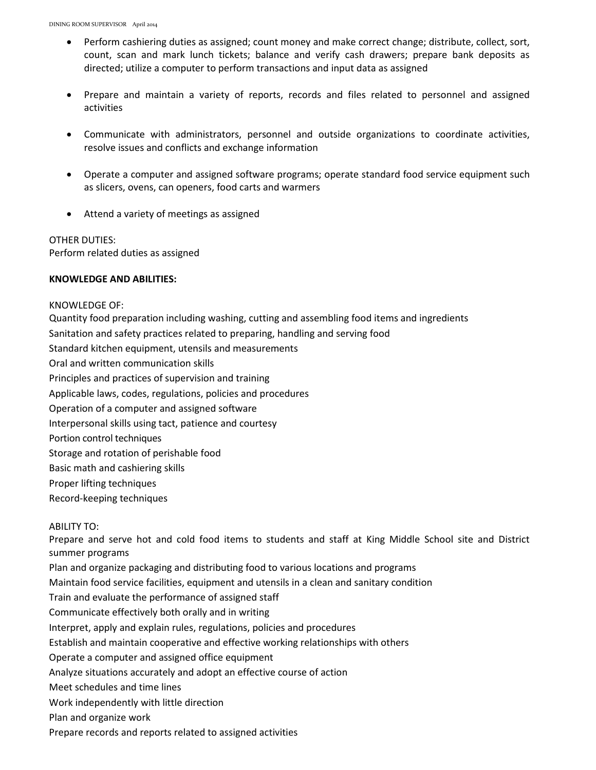- Perform cashiering duties as assigned; count money and make correct change; distribute, collect, sort, count, scan and mark lunch tickets; balance and verify cash drawers; prepare bank deposits as directed; utilize a computer to perform transactions and input data as assigned

- Prepare and maintain a variety of reports, records and files related to personnel and assigned activities

- Communicate with administrators, personnel and outside organizations to coordinate activities, resolve issues and conflicts and exchange information

- Operate a computer and assigned software programs; operate standard food service equipment such as slicers, ovens, can openers, food carts and warmers

- Attend a variety of meetings as assigned

OTHER DUTIES:
Perform related duties as assigned

**KNOWLEDGE AND ABILITIES:**

KNOWLEDGE OF:
Quantity food preparation including washing, cutting and assembling food items and ingredients
Sanitation and safety practices related to preparing, handling and serving food
Standard kitchen equipment, utensils and measurements
Oral and written communication skills
Principles and practices of supervision and training
Applicable laws, codes, regulations, policies and procedures
Operation of a computer and assigned software
Interpersonal skills using tact, patience and courtesy
Portion control techniques
Storage and rotation of perishable food
Basic math and cashiering skills
Proper lifting techniques
Record-keeping techniques

ABILITY TO:
Prepare and serve hot and cold food items to students and staff at King Middle School site and District summer programs
Plan and organize packaging and distributing food to various locations and programs
Maintain food service facilities, equipment and utensils in a clean and sanitary condition
Train and evaluate the performance of assigned staff
Communicate effectively both orally and in writing
Interpret, apply and explain rules, regulations, policies and procedures
Establish and maintain cooperative and effective working relationships with others
Operate a computer and assigned office equipment
Analyze situations accurately and adopt an effective course of action
Meet schedules and time lines
Work independently with little direction
Plan and organize work
Prepare records and reports related to assigned activities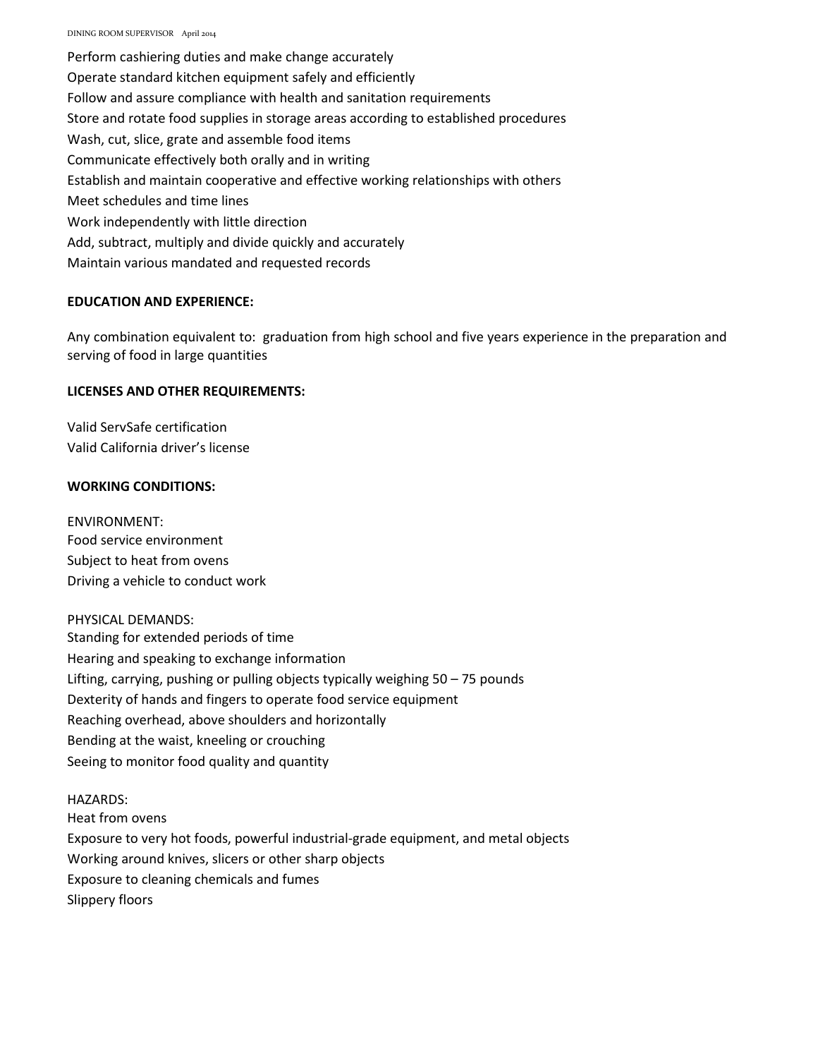Perform cashiering duties and make change accurately
Operate standard kitchen equipment safely and efficiently
Follow and assure compliance with health and sanitation requirements
Store and rotate food supplies in storage areas according to established procedures
Wash, cut, slice, grate and assemble food items
Communicate effectively both orally and in writing
Establish and maintain cooperative and effective working relationships with others
Meet schedules and time lines
Work independently with little direction
Add, subtract, multiply and divide quickly and accurately
Maintain various mandated and requested records

**EDUCATION AND EXPERIENCE:**

Any combination equivalent to: graduation from high school and five years experience in the preparation and serving of food in large quantities

**LICENSES AND OTHER REQUIREMENTS:**

Valid ServSafe certification
Valid California driver's license

**WORKING CONDITIONS:**

ENVIRONMENT:
Food service environment
Subject to heat from ovens
Driving a vehicle to conduct work

PHYSICAL DEMANDS:
Standing for extended periods of time
Hearing and speaking to exchange information
Lifting, carrying, pushing or pulling objects typically weighing 50 – 75 pounds
Dexterity of hands and fingers to operate food service equipment
Reaching overhead, above shoulders and horizontally
Bending at the waist, kneeling or crouching
Seeing to monitor food quality and quantity

HAZARDS:
Heat from ovens
Exposure to very hot foods, powerful industrial-grade equipment, and metal objects
Working around knives, slicers or other sharp objects
Exposure to cleaning chemicals and fumes
Slippery floors